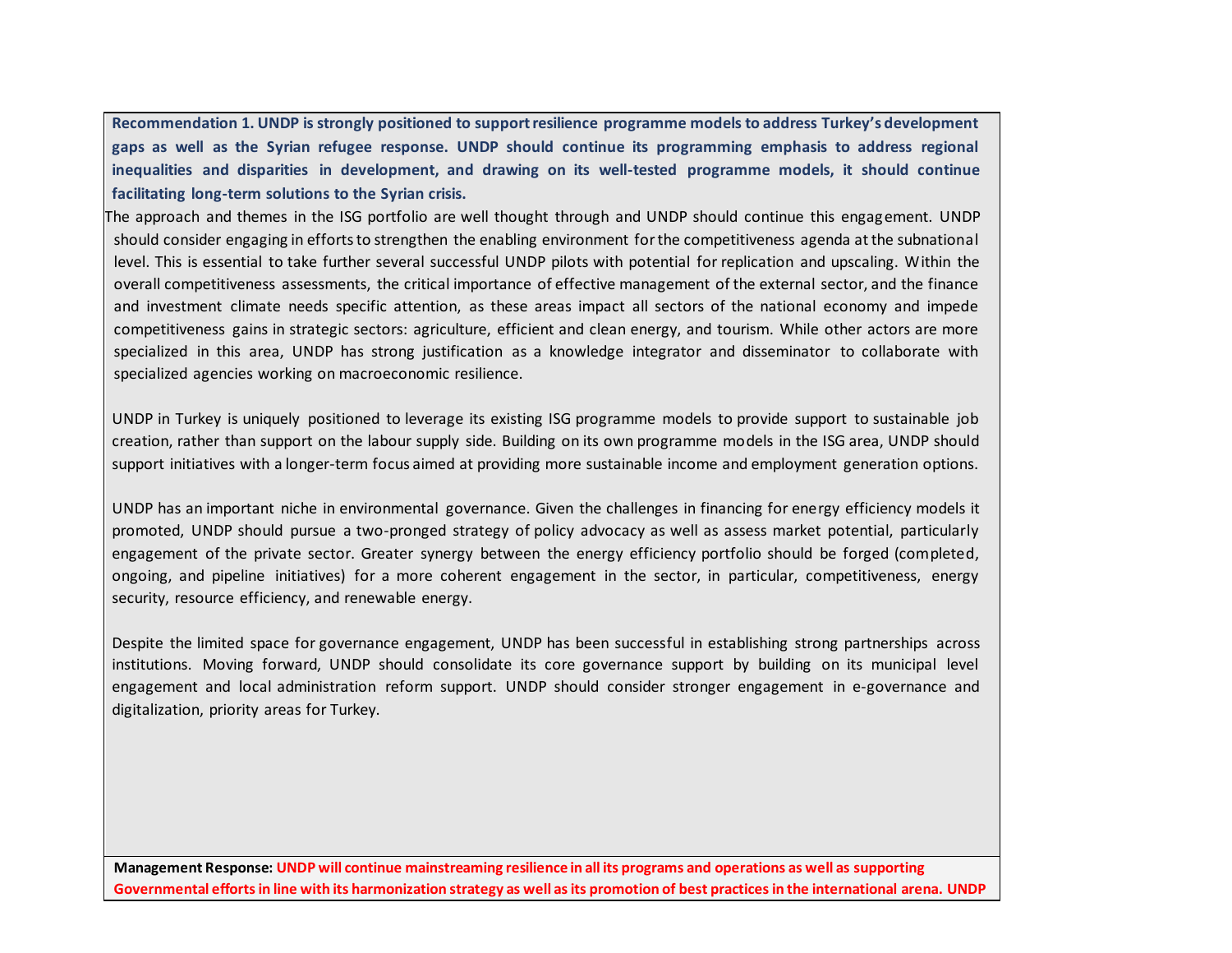**Recommendation 1. UNDP is strongly positioned to support resilience programme models to address Turkey's development gaps as well as the Syrian refugee response. UNDP should continue its programming emphasis to address regional inequalities and disparities in development, and drawing on its well-tested programme models, it should continue facilitating long-term solutions to the Syrian crisis.**

The approach and themes in the ISG portfolio are well thought through and UNDP should continue this engagement. UNDP should consider engaging in efforts to strengthen the enabling environment for the competitiveness agenda at the subnational level. This is essential to take further several successful UNDP pilots with potential for replication and upscaling. Within the overall competitiveness assessments, the critical importance of effective management of the external sector, and the finance and investment climate needs specific attention, as these areas impact all sectors of the national economy and impede competitiveness gains in strategic sectors: agriculture, efficient and clean energy, and tourism. While other actors are more specialized in this area, UNDP has strong justification as a knowledge integrator and disseminator to collaborate with specialized agencies working on macroeconomic resilience.

UNDP in Turkey is uniquely positioned to leverage its existing ISG programme models to provide support to sustainable job creation, rather than support on the labour supply side. Building on its own programme models in the ISG area, UNDP should support initiatives with a longer-term focus aimed at providing more sustainable income and employment generation options.

UNDP has an important niche in environmental governance. Given the challenges in financing for energy efficiency models it promoted, UNDP should pursue a two-pronged strategy of policy advocacy as well as assess market potential, particularly engagement of the private sector. Greater synergy between the energy efficiency portfolio should be forged (completed, ongoing, and pipeline initiatives) for a more coherent engagement in the sector, in particular, competitiveness, energy security, resource efficiency, and renewable energy.

Despite the limited space for governance engagement, UNDP has been successful in establishing strong partnerships across institutions. Moving forward, UNDP should consolidate its core governance support by building on its municipal level engagement and local administration reform support. UNDP should consider stronger engagement in e-governance and digitalization, priority areas for Turkey.

**Management Response:** **UNDP will continue mainstreaming resilience in all its programs and operations as well as supporting Governmental efforts in line with its harmonization strategy as well as its promotion of best practices in the international arena. UNDP**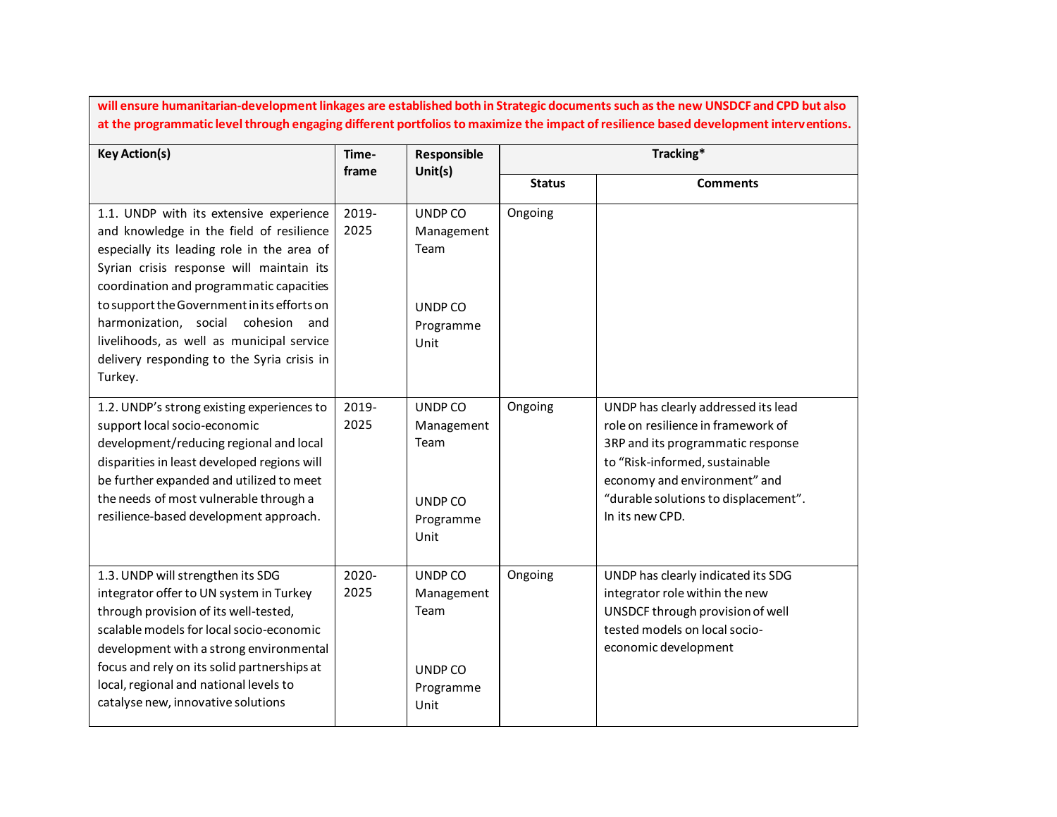| **will ensure humanitarian-development linkages are established both in Strategic documents such as the new UNSDCF and CPD but also at the programmatic level through engaging different portfolios to maximize the impact of resilience based development interventions.** | | | | |
|---|---|---|---|---|
| **Key Action(s)** | **Time-frame** | **Responsible Unit(s)** | **Tracking*** | |
| | | | **Status** | **Comments** |
| 1.1. UNDP with its extensive experience and knowledge in the field of resilience especially its leading role in the area of Syrian crisis response will maintain its coordination and programmatic capacities to support the Government in its efforts on harmonization, social cohesion and livelihoods, as well as municipal service delivery responding to the Syria crisis in Turkey. | 2019-2025 | UNDP CO Management Team<br><br>UNDP CO Programme Unit | Ongoing | |
| 1.2. UNDP's strong existing experiences to support local socio-economic development/reducing regional and local disparities in least developed regions will be further expanded and utilized to meet the needs of most vulnerable through a resilience-based development approach. | 2019-2025 | UNDP CO Management Team<br><br>UNDP CO Programme Unit | Ongoing | UNDP has clearly addressed its lead role on resilience in framework of 3RP and its programmatic response to "Risk-informed, sustainable economy and environment" and "durable solutions to displacement". In its new CPD. |
| 1.3. UNDP will strengthen its SDG integrator offer to UN system in Turkey through provision of its well-tested, scalable models for local socio-economic development with a strong environmental focus and rely on its solid partnerships at local, regional and national levels to catalyse new, innovative solutions | 2020-2025 | UNDP CO Management Team<br><br>UNDP CO Programme Unit | Ongoing | UNDP has clearly indicated its SDG integrator role within the new UNSDCF through provision of well tested models on local socio-economic development |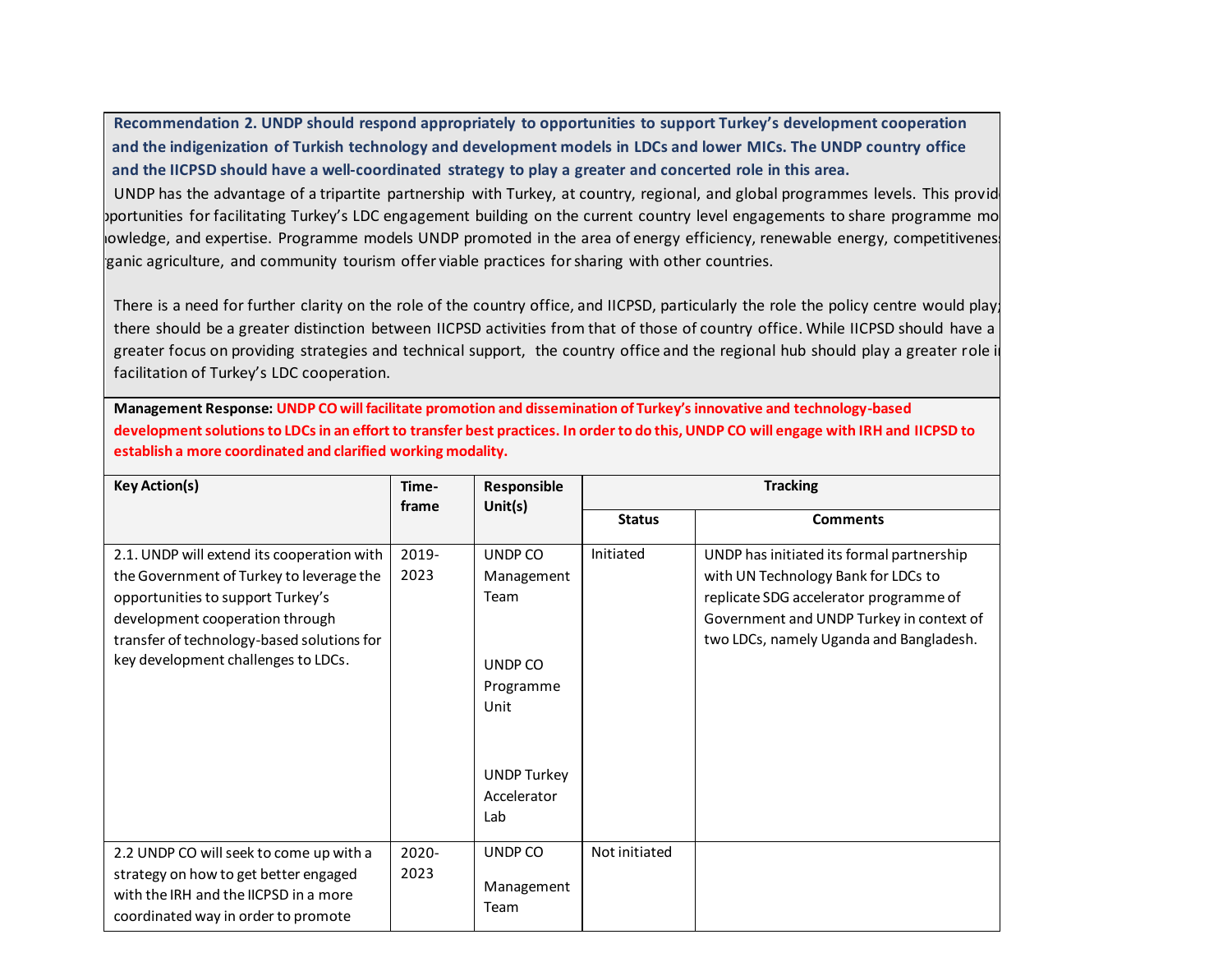**Recommendation 2. UNDP should respond appropriately to opportunities to support Turkey's development cooperation and the indigenization of Turkish technology and development models in LDCs and lower MICs. The UNDP country office and the IICPSD should have a well-coordinated strategy to play a greater and concerted role in this area.**

UNDP has the advantage of a tripartite partnership with Turkey, at country, regional, and global programmes levels. This provid opportunities for facilitating Turkey's LDC engagement building on the current country level engagements to share programme mo nowledge, and expertise. Programme models UNDP promoted in the area of energy efficiency, renewable energy, competitivenes rganic agriculture, and community tourism offer viable practices for sharing with other countries.

There is a need for further clarity on the role of the country office, and IICPSD, particularly the role the policy centre would play; there should be a greater distinction between IICPSD activities from that of those of country office. While IICPSD should have a greater focus on providing strategies and technical support, the country office and the regional hub should play a greater role i facilitation of Turkey's LDC cooperation.

**Management Response: UNDP CO will facilitate promotion and dissemination of Turkey's innovative and technology-based development solutions to LDCs in an effort to transfer best practices. In order to do this, UNDP CO will engage with IRH and IICPSD to establish a more coordinated and clarified working modality.**

| Key Action(s) | Time-frame | Responsible Unit(s) | Tracking | |
|---|---|---|---|---|
| | | | Status | Comments |
| 2.1. UNDP will extend its cooperation with the Government of Turkey to leverage the opportunities to support Turkey's development cooperation through transfer of technology-based solutions for key development challenges to LDCs. | 2019-2023 | UNDP CO Management Team<br><br>UNDP CO Programme Unit<br><br>UNDP Turkey Accelerator Lab | Initiated | UNDP has initiated its formal partnership with UN Technology Bank for LDCs to replicate SDG accelerator programme of Government and UNDP Turkey in context of two LDCs, namely Uganda and Bangladesh. |
| 2.2 UNDP CO will seek to come up with a strategy on how to get better engaged with the IRH and the IICPSD in a more coordinated way in order to promote | 2020-2023 | UNDP CO<br><br>Management Team | Not initiated | |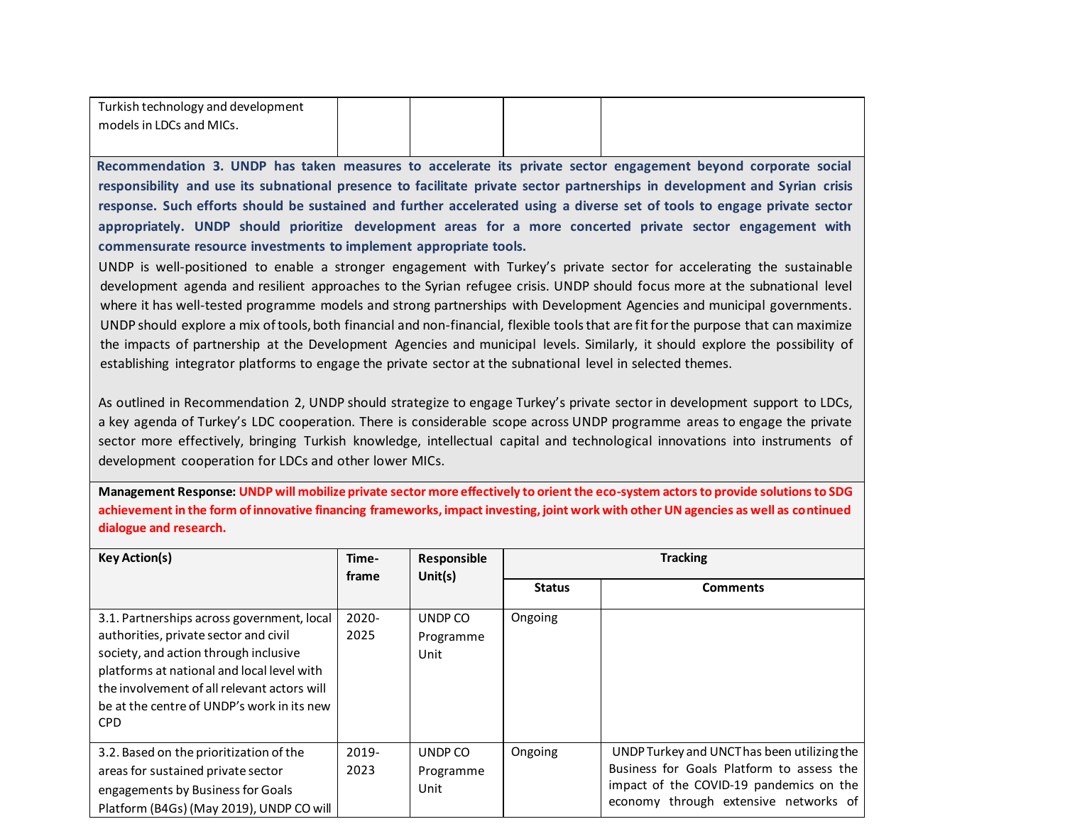| | | | | |
|---|---|---|---|---|
| Turkish technology and development models in LDCs and MICs. | | | | |

**Recommendation 3. UNDP has taken measures to accelerate its private sector engagement beyond corporate social responsibility and use its subnational presence to facilitate private sector partnerships in development and Syrian crisis response. Such efforts should be sustained and further accelerated using a diverse set of tools to engage private sector appropriately. UNDP should prioritize development areas for a more concerted private sector engagement with commensurate resource investments to implement appropriate tools.**

UNDP is well-positioned to enable a stronger engagement with Turkey's private sector for accelerating the sustainable development agenda and resilient approaches to the Syrian refugee crisis. UNDP should focus more at the subnational level where it has well-tested programme models and strong partnerships with Development Agencies and municipal governments. UNDP should explore a mix of tools, both financial and non-financial, flexible tools that are fit for the purpose that can maximize the impacts of partnership at the Development Agencies and municipal levels. Similarly, it should explore the possibility of establishing integrator platforms to engage the private sector at the subnational level in selected themes.

As outlined in Recommendation 2, UNDP should strategize to engage Turkey's private sector in development support to LDCs, a key agenda of Turkey's LDC cooperation. There is considerable scope across UNDP programme areas to engage the private sector more effectively, bringing Turkish knowledge, intellectual capital and technological innovations into instruments of development cooperation for LDCs and other lower MICs.

**Management Response: UNDP will mobilize private sector more effectively to orient the eco-system actors to provide solutions to SDG achievement in the form of innovative financing frameworks, impact investing, joint work with other UN agencies as well as continued dialogue and research.**

| Key Action(s) | Time-frame | Responsible Unit(s) | Tracking | |
|---|---|---|---|---|
| | | | Status | Comments |
| 3.1. Partnerships across government, local authorities, private sector and civil society, and action through inclusive platforms at national and local level with the involvement of all relevant actors will be at the centre of UNDP's work in its new CPD | 2020-2025 | UNDP CO Programme Unit | Ongoing | |
| 3.2. Based on the prioritization of the areas for sustained private sector engagements by Business for Goals Platform (B4Gs) (May 2019), UNDP CO will | 2019-2023 | UNDP CO Programme Unit | Ongoing | UNDP Turkey and UNCT has been utilizing the Business for Goals Platform to assess the impact of the COVID-19 pandemics on the economy through extensive networks of |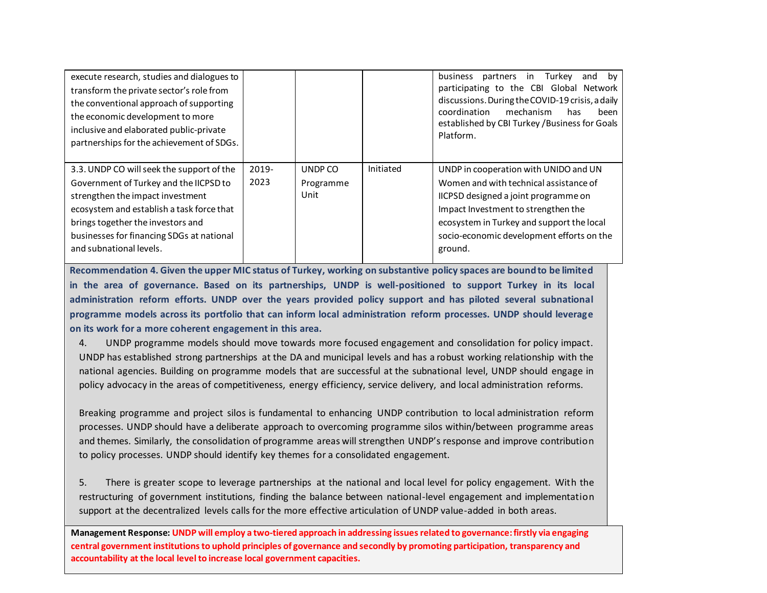| | | | | |
|---|---|---|---|---|
| execute research, studies and dialogues to transform the private sector's role from the conventional approach of supporting the economic development to more inclusive and elaborated public-private partnerships for the achievement of SDGs. | | | | business partners in Turkey and by participating to the CBI Global Network discussions. During the COVID-19 crisis, a daily coordination mechanism has been established by CBI Turkey /Business for Goals Platform. |
| 3.3. UNDP CO will seek the support of the Government of Turkey and the IICPSD to strengthen the impact investment ecosystem and establish a task force that brings together the investors and businesses for financing SDGs at national and subnational levels. | 2019-2023 | UNDP CO Programme Unit | Initiated | UNDP in cooperation with UNIDO and UN Women and with technical assistance of IICPSD designed a joint programme on Impact Investment to strengthen the ecosystem in Turkey and support the local socio-economic development efforts on the ground. |

**Recommendation 4. Given the upper MIC status of Turkey, working on substantive policy spaces are bound to be limited in the area of governance. Based on its partnerships, UNDP is well-positioned to support Turkey in its local administration reform efforts. UNDP over the years provided policy support and has piloted several subnational programme models across its portfolio that can inform local administration reform processes. UNDP should leverage on its work for a more coherent engagement in this area.**

4. UNDP programme models should move towards more focused engagement and consolidation for policy impact. UNDP has established strong partnerships at the DA and municipal levels and has a robust working relationship with the national agencies. Building on programme models that are successful at the subnational level, UNDP should engage in policy advocacy in the areas of competitiveness, energy efficiency, service delivery, and local administration reforms.

Breaking programme and project silos is fundamental to enhancing UNDP contribution to local administration reform processes. UNDP should have a deliberate approach to overcoming programme silos within/between programme areas and themes. Similarly, the consolidation of programme areas will strengthen UNDP's response and improve contribution to policy processes. UNDP should identify key themes for a consolidated engagement.

5. There is greater scope to leverage partnerships at the national and local level for policy engagement. With the restructuring of government institutions, finding the balance between national-level engagement and implementation support at the decentralized levels calls for the more effective articulation of UNDP value-added in both areas.

**Management Response: UNDP will employ a two-tiered approach in addressing issues related to governance: firstly via engaging central government institutions to uphold principles of governance and secondly by promoting participation, transparency and accountability at the local level to increase local government capacities.**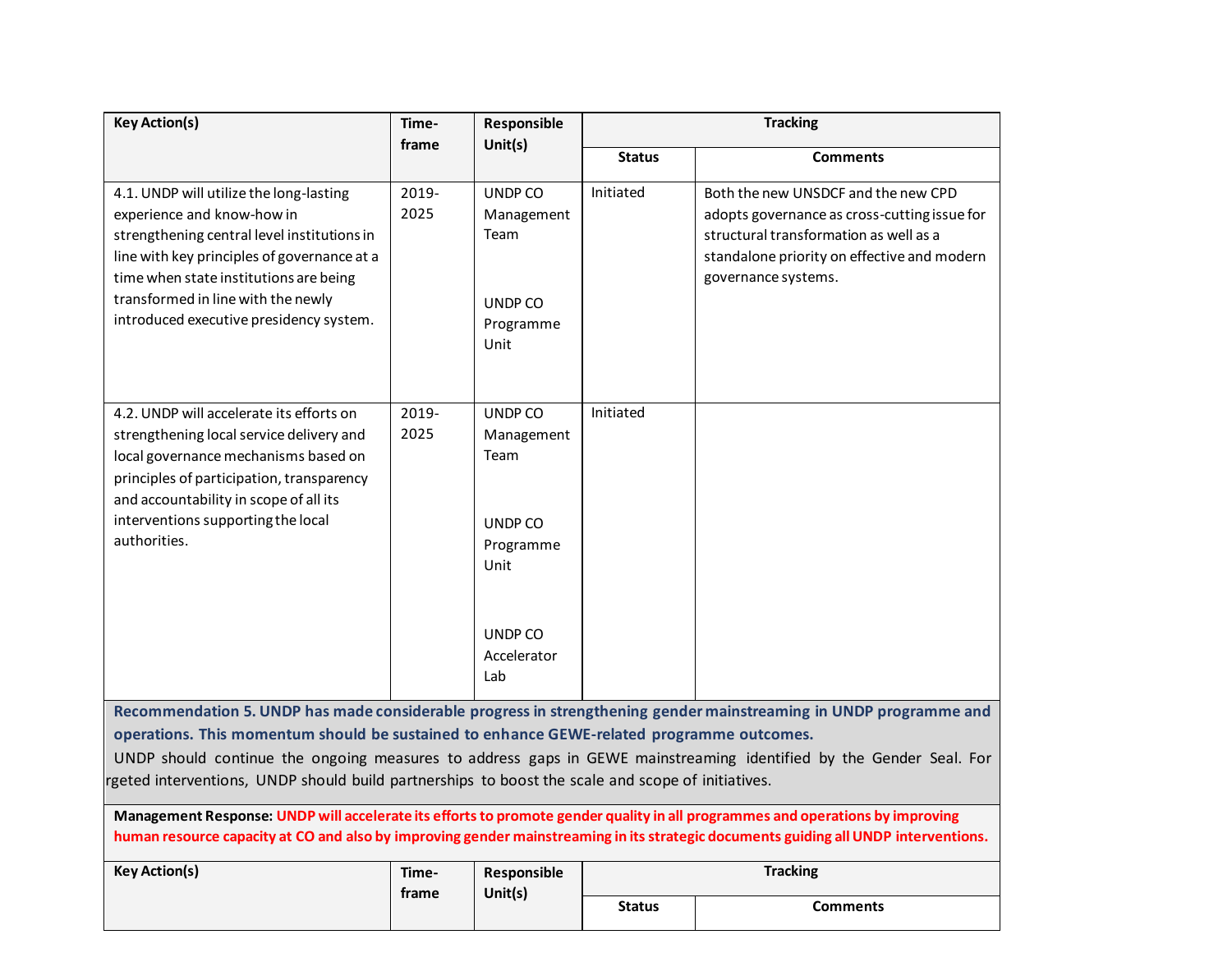| Key Action(s) | Time-frame | Responsible Unit(s) | Tracking | |
|---|---|---|---|---|
| | | | Status | Comments |
| 4.1. UNDP will utilize the long-lasting experience and know-how in strengthening central level institutions in line with key principles of governance at a time when state institutions are being transformed in line with the newly introduced executive presidency system. | 2019-2025 | UNDP CO Management Team<br><br>UNDP CO Programme Unit | Initiated | Both the new UNSDCF and the new CPD adopts governance as cross-cutting issue for structural transformation as well as a standalone priority on effective and modern governance systems. |
| 4.2. UNDP will accelerate its efforts on strengthening local service delivery and local governance mechanisms based on principles of participation, transparency and accountability in scope of all its interventions supporting the local authorities. | 2019-2025 | UNDP CO Management Team<br><br>UNDP CO Programme Unit<br><br>UNDP CO Accelerator Lab | Initiated | |

**Recommendation 5. UNDP has made considerable progress in strengthening gender mainstreaming in UNDP programme and operations. This momentum should be sustained to enhance GEWE-related programme outcomes.**

UNDP should continue the ongoing measures to address gaps in GEWE mainstreaming identified by the Gender Seal. For rgeted interventions, UNDP should build partnerships to boost the scale and scope of initiatives.

**Management Response: UNDP will accelerate its efforts to promote gender quality in all programmes and operations by improving human resource capacity at CO and also by improving gender mainstreaming in its strategic documents guiding all UNDP interventions.**

| Key Action(s) | Time-frame | Responsible Unit(s) | Tracking | |
|---|---|---|---|---|
| | | | Status | Comments |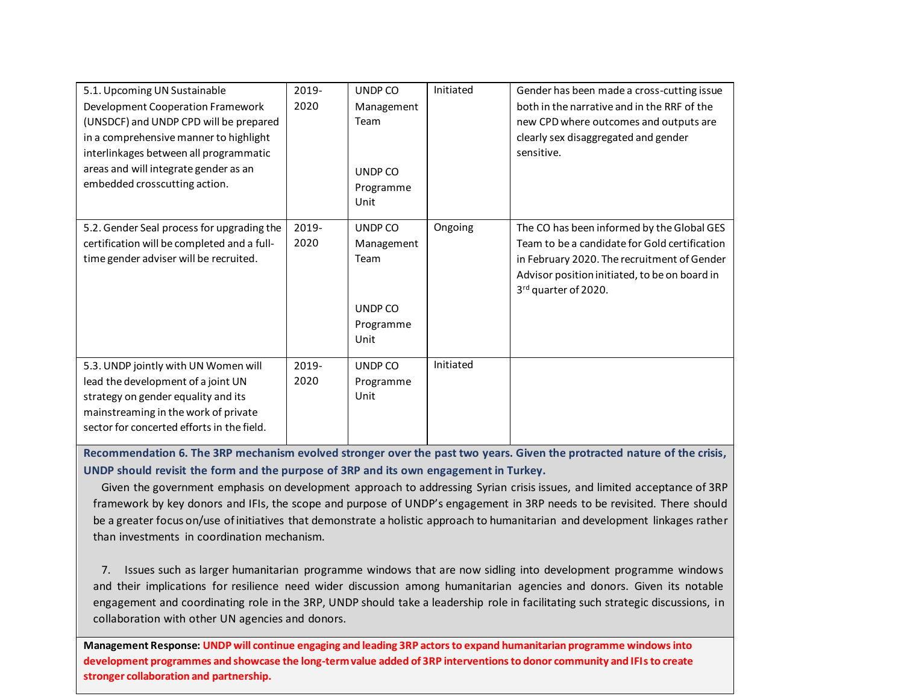| | | | | |
|---|---|---|---|---|
| 5.1. Upcoming UN Sustainable Development Cooperation Framework (UNSDCF) and UNDP CPD will be prepared in a comprehensive manner to highlight interlinkages between all programmatic areas and will integrate gender as an embedded crosscutting action. | 2019-2020 | UNDP CO Management Team<br><br>UNDP CO Programme Unit | Initiated | Gender has been made a cross-cutting issue both in the narrative and in the RRF of the new CPD where outcomes and outputs are clearly sex disaggregated and gender sensitive. |
| 5.2. Gender Seal process for upgrading the certification will be completed and a full-time gender adviser will be recruited. | 2019-2020 | UNDP CO Management Team<br><br>UNDP CO Programme Unit | Ongoing | The CO has been informed by the Global GES Team to be a candidate for Gold certification in February 2020. The recruitment of Gender Advisor position initiated, to be on board in 3rd quarter of 2020. |
| 5.3. UNDP jointly with UN Women will lead the development of a joint UN strategy on gender equality and its mainstreaming in the work of private sector for concerted efforts in the field. | 2019-2020 | UNDP CO Programme Unit | Initiated | |

**Recommendation 6. The 3RP mechanism evolved stronger over the past two years. Given the protracted nature of the crisis, UNDP should revisit the form and the purpose of 3RP and its own engagement in Turkey.**

Given the government emphasis on development approach to addressing Syrian crisis issues, and limited acceptance of 3RP framework by key donors and IFIs, the scope and purpose of UNDP's engagement in 3RP needs to be revisited. There should be a greater focus on/use of initiatives that demonstrate a holistic approach to humanitarian and development linkages rather than investments in coordination mechanism.

7. Issues such as larger humanitarian programme windows that are now sidling into development programme windows and their implications for resilience need wider discussion among humanitarian agencies and donors. Given its notable engagement and coordinating role in the 3RP, UNDP should take a leadership role in facilitating such strategic discussions, in collaboration with other UN agencies and donors.

**Management Response: UNDP will continue engaging and leading 3RP actors to expand humanitarian programme windows into development programmes and showcase the long-term value added of 3RP interventions to donor community and IFIs to create stronger collaboration and partnership.**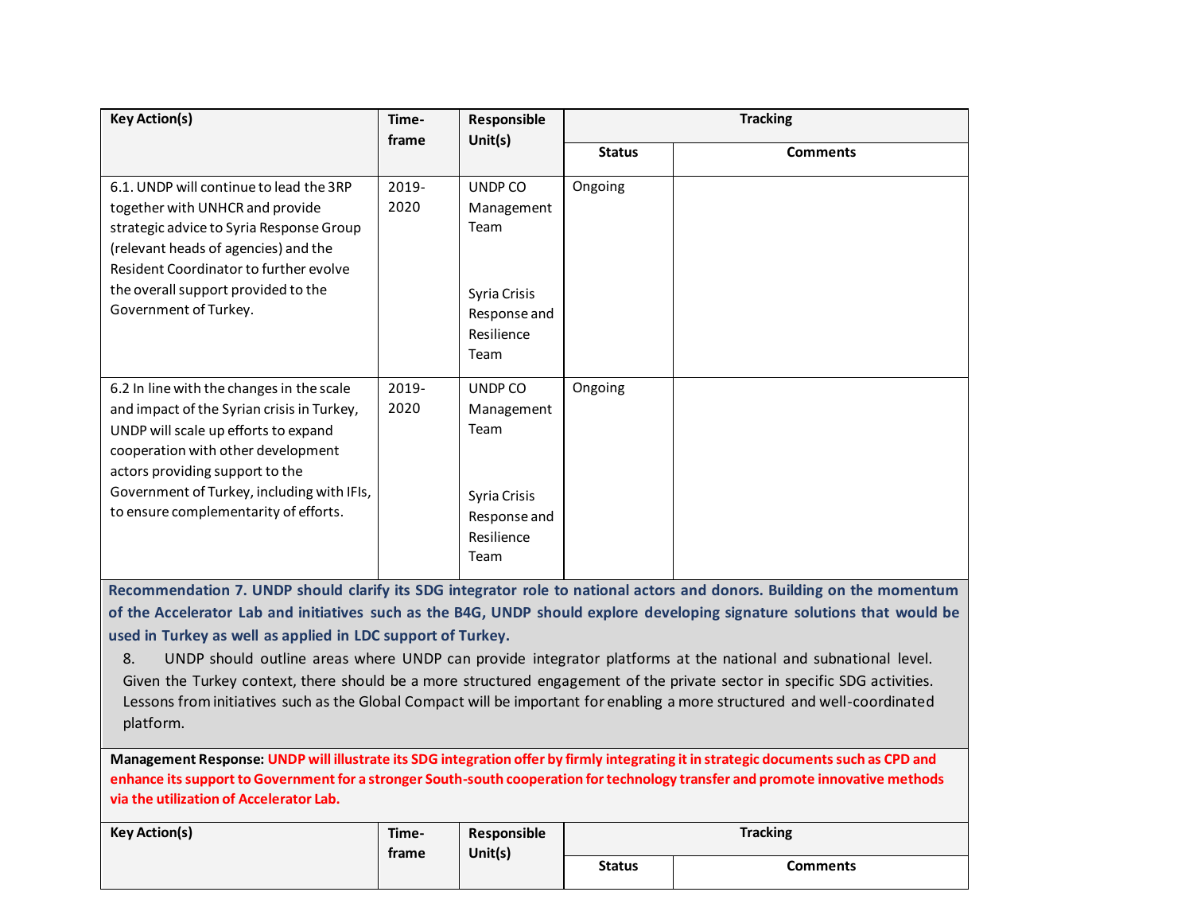| Key Action(s) | Time-frame | Responsible Unit(s) | Tracking | |
|---|---|---|---|---|
| | | | Status | Comments |
| 6.1. UNDP will continue to lead the 3RP together with UNHCR and provide strategic advice to Syria Response Group (relevant heads of agencies) and the Resident Coordinator to further evolve the overall support provided to the Government of Turkey. | 2019-2020 | UNDP CO Management Team<br><br>Syria Crisis Response and Resilience Team | Ongoing | |
| 6.2 In line with the changes in the scale and impact of the Syrian crisis in Turkey, UNDP will scale up efforts to expand cooperation with other development actors providing support to the Government of Turkey, including with IFIs, to ensure complementarity of efforts. | 2019-2020 | UNDP CO Management Team<br><br>Syria Crisis Response and Resilience Team | Ongoing | |

**Recommendation 7. UNDP should clarify its SDG integrator role to national actors and donors. Building on the momentum of the Accelerator Lab and initiatives such as the B4G, UNDP should explore developing signature solutions that would be used in Turkey as well as applied in LDC support of Turkey.**

8. UNDP should outline areas where UNDP can provide integrator platforms at the national and subnational level. Given the Turkey context, there should be a more structured engagement of the private sector in specific SDG activities. Lessons from initiatives such as the Global Compact will be important for enabling a more structured and well-coordinated platform.

**Management Response:** **UNDP will illustrate its SDG integration offer by firmly integrating it in strategic documents such as CPD and enhance its support to Government for a stronger South-south cooperation for technology transfer and promote innovative methods via the utilization of Accelerator Lab.**

| Key Action(s) | Time-frame | Responsible Unit(s) | Tracking | |
|---|---|---|---|---|
| | | | Status | Comments |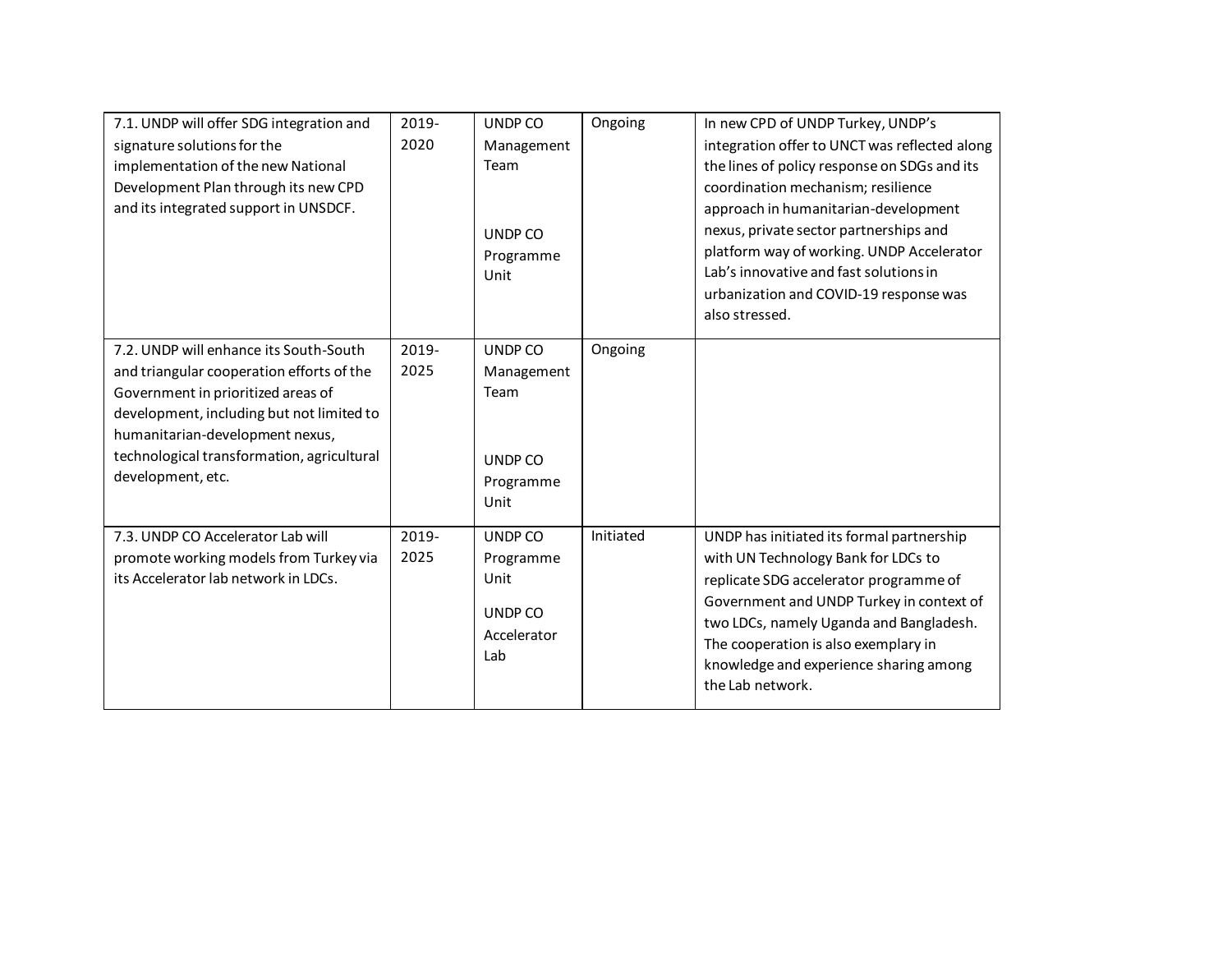| | | | | |
|---|---|---|---|---|
| 7.1. UNDP will offer SDG integration and signature solutions for the implementation of the new National Development Plan through its new CPD and its integrated support in UNSDCF. | 2019-2020 | UNDP CO Management Team<br><br>UNDP CO Programme Unit | Ongoing | In new CPD of UNDP Turkey, UNDP's integration offer to UNCT was reflected along the lines of policy response on SDGs and its coordination mechanism; resilience approach in humanitarian-development nexus, private sector partnerships and platform way of working. UNDP Accelerator Lab's innovative and fast solutions in urbanization and COVID-19 response was also stressed. |
| 7.2. UNDP will enhance its South-South and triangular cooperation efforts of the Government in prioritized areas of development, including but not limited to humanitarian-development nexus, technological transformation, agricultural development, etc. | 2019-2025 | UNDP CO Management Team<br><br>UNDP CO Programme Unit | Ongoing | |
| 7.3. UNDP CO Accelerator Lab will promote working models from Turkey via its Accelerator lab network in LDCs. | 2019-2025 | UNDP CO Programme Unit<br><br>UNDP CO Accelerator Lab | Initiated | UNDP has initiated its formal partnership with UN Technology Bank for LDCs to replicate SDG accelerator programme of Government and UNDP Turkey in context of two LDCs, namely Uganda and Bangladesh. The cooperation is also exemplary in knowledge and experience sharing among the Lab network. |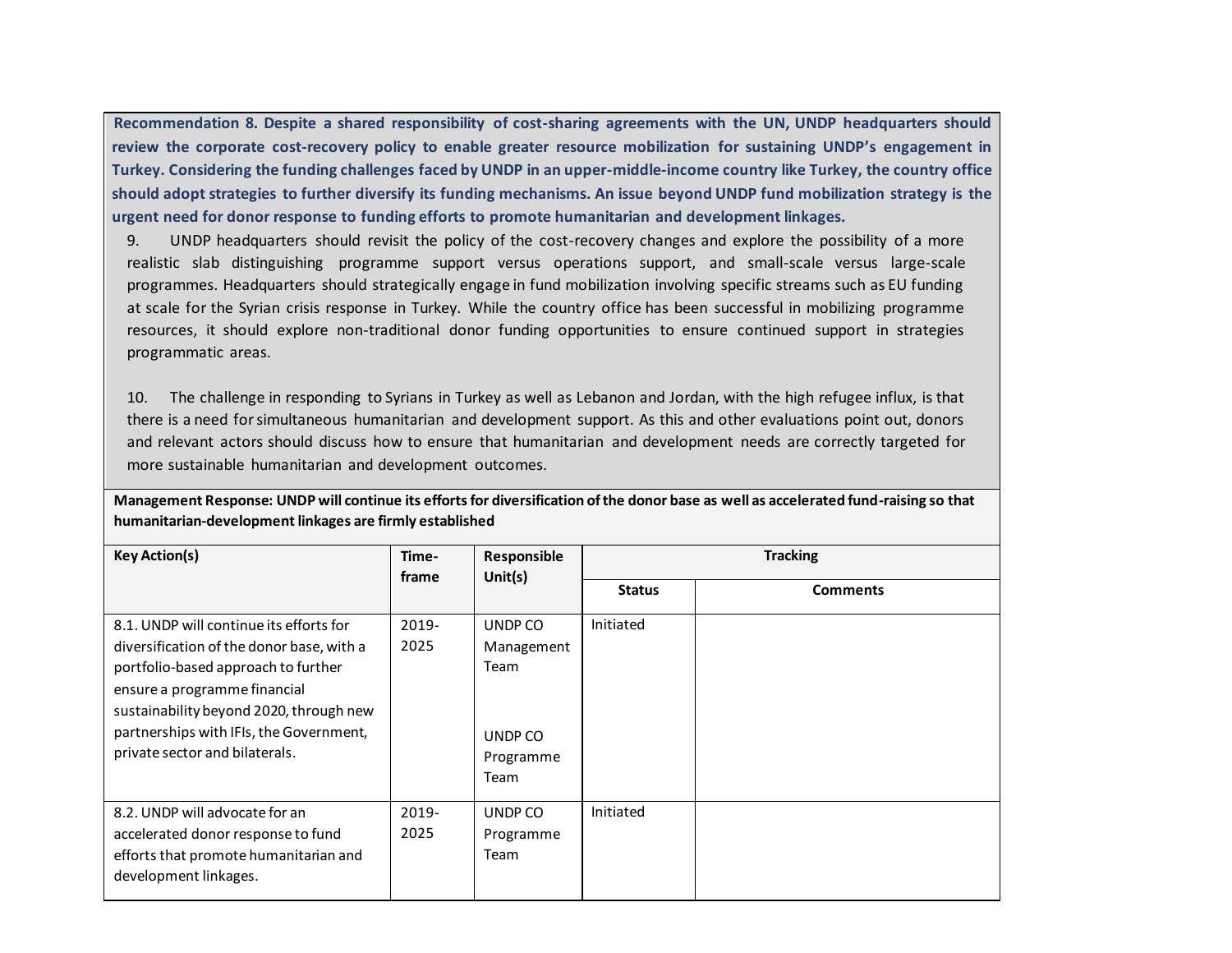**Recommendation 8. Despite a shared responsibility of cost-sharing agreements with the UN, UNDP headquarters should review the corporate cost-recovery policy to enable greater resource mobilization for sustaining UNDP's engagement in Turkey. Considering the funding challenges faced by UNDP in an upper-middle-income country like Turkey, the country office should adopt strategies to further diversify its funding mechanisms. An issue beyond UNDP fund mobilization strategy is the urgent need for donor response to funding efforts to promote humanitarian and development linkages.**

9. UNDP headquarters should revisit the policy of the cost-recovery changes and explore the possibility of a more realistic slab distinguishing programme support versus operations support, and small-scale versus large-scale programmes. Headquarters should strategically engage in fund mobilization involving specific streams such as EU funding at scale for the Syrian crisis response in Turkey. While the country office has been successful in mobilizing programme resources, it should explore non-traditional donor funding opportunities to ensure continued support in strategies programmatic areas.

10. The challenge in responding to Syrians in Turkey as well as Lebanon and Jordan, with the high refugee influx, is that there is a need for simultaneous humanitarian and development support. As this and other evaluations point out, donors and relevant actors should discuss how to ensure that humanitarian and development needs are correctly targeted for more sustainable humanitarian and development outcomes.

**Management Response: UNDP will continue its efforts for diversification of the donor base as well as accelerated fund-raising so that humanitarian-development linkages are firmly established**

| **Key Action(s)** | **Time-frame** | **Responsible Unit(s)** | **Tracking** | |
|---|---|---|---|---|
| | | | **Status** | **Comments** |
| 8.1. UNDP will continue its efforts for diversification of the donor base, with a portfolio-based approach to further ensure a programme financial sustainability beyond 2020, through new partnerships with IFIs, the Government, private sector and bilaterals. | 2019-2025 | UNDP CO Management Team<br><br>UNDP CO Programme Team | Initiated | |
| 8.2. UNDP will advocate for an accelerated donor response to fund efforts that promote humanitarian and development linkages. | 2019-2025 | UNDP CO Programme Team | Initiated | |